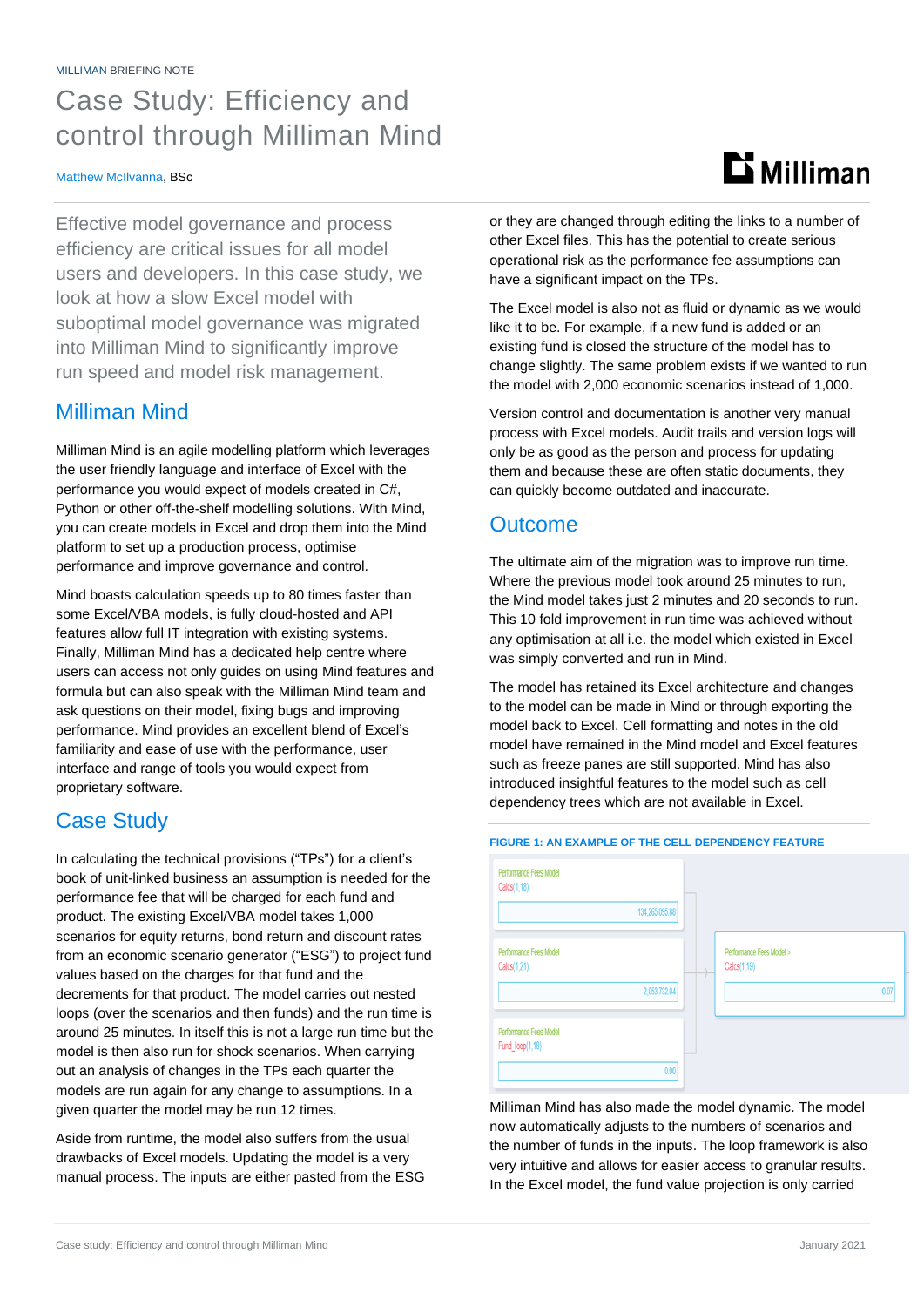MILLIMAN BRIEFING NOTE

# Case Study: Efficiency and control through Milliman Mind

Matthew McIlvanna, BSc

Effective model governance and process efficiency are critical issues for all model users and developers. In this case study, we look at how a slow Excel model with suboptimal model governance was migrated into Milliman Mind to significantly improve run speed and model risk management.

## Milliman Mind

Milliman Mind is an agile modelling platform which leverages the user friendly language and interface of Excel with the performance you would expect of models created in C#, Python or other off-the-shelf modelling solutions. With Mind, you can create models in Excel and drop them into the Mind platform to set up a production process, optimise performance and improve governance and control.

Mind boasts calculation speeds up to 80 times faster than some Excel/VBA models, is fully cloud-hosted and API features allow full IT integration with existing systems. Finally, Milliman Mind has a dedicated help centre where users can access not only guides on using Mind features and formula but can also speak with the Milliman Mind team and ask questions on their model, fixing bugs and improving performance. Mind provides an excellent blend of Excel's familiarity and ease of use with the performance, user interface and range of tools you would expect from proprietary software.

## Case Study

In calculating the technical provisions ("TPs") for a client's book of unit-linked business an assumption is needed for the performance fee that will be charged for each fund and product. The existing Excel/VBA model takes 1,000 scenarios for equity returns, bond return and discount rates from an economic scenario generator ("ESG") to project fund values based on the charges for that fund and the decrements for that product. The model carries out nested loops (over the scenarios and then funds) and the run time is around 25 minutes. In itself this is not a large run time but the model is then also run for shock scenarios. When carrying out an analysis of changes in the TPs each quarter the models are run again for any change to assumptions. In a given quarter the model may be run 12 times.

Aside from runtime, the model also suffers from the usual drawbacks of Excel models. Updating the model is a very manual process. The inputs are either pasted from the ESG or they are changed through editing the links to a number of other Excel files. This has the potential to create serious operational risk as the performance fee assumptions can have a significant impact on the TPs.

The Excel model is also not as fluid or dynamic as we would like it to be. For example, if a new fund is added or an existing fund is closed the structure of the model has to change slightly. The same problem exists if we wanted to run the model with 2,000 economic scenarios instead of 1,000.

Version control and documentation is another very manual process with Excel models. Audit trails and version logs will only be as good as the person and process for updating them and because these are often static documents, they can quickly become outdated and inaccurate.

## Outcome

The ultimate aim of the migration was to improve run time. Where the previous model took around 25 minutes to run, the Mind model takes just 2 minutes and 20 seconds to run. This 10 fold improvement in run time was achieved without any optimisation at all i.e. the model which existed in Excel was simply converted and run in Mind.

The model has retained its Excel architecture and changes to the model can be made in Mind or through exporting the model back to Excel. Cell formatting and notes in the old model have remained in the Mind model and Excel features such as freeze panes are still supported. Mind has also introduced insightful features to the model such as cell dependency trees which are not available in Excel.

**FIGURE 1: AN EXAMPLE OF THE CELL DEPENDENCY FEATURE**

| Cell | Value |
|---|---|
| Performance Fees Model Calcs(1,18) | 134,265,055.68 |
| Performance Fees Model Calcs(1,21) | 2,053,732.04 |
| Performance Fees Model Fund_loop(1,18) | 0.00 |
| Performance Fees Model > Calcs(1,19) | 0.07 |

Milliman Mind has also made the model dynamic. The model now automatically adjusts to the numbers of scenarios and the number of funds in the inputs. The loop framework is also very intuitive and allows for easier access to granular results. In the Excel model, the fund value projection is only carried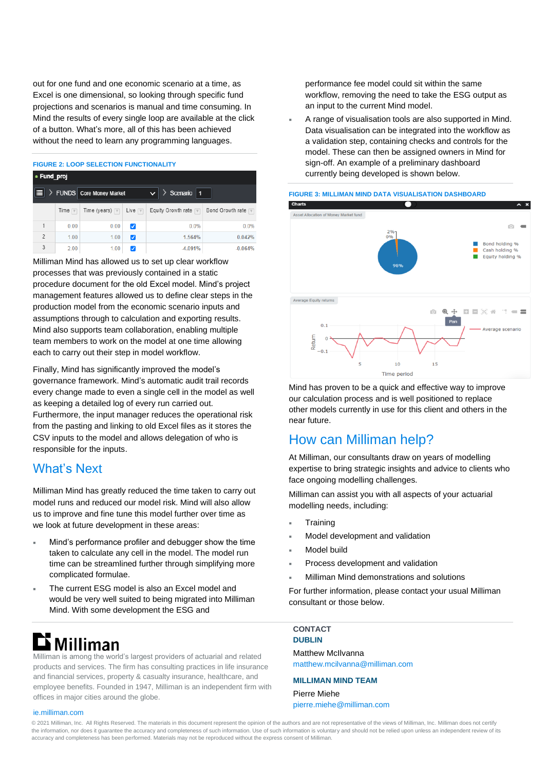out for one fund and one economic scenario at a time, as Excel is one dimensional, so looking through specific fund projections and scenarios is manual and time consuming. In Mind the results of every single loop are available at the click of a button. What's more, all of this has been achieved without the need to learn any programming languages.

FIGURE 2: LOOP SELECTION FUNCTIONALITY

Fund_proj

FUNDS Core Money Market › Scenario 1

| | Time | Time (years) | Live | Equity Growth rate | Bond Growth rate |
|---|---|---|---|---|---|
| 1 | 0.00 | 0.00 | ☑ | 0.0% | 0.0% |
| 2 | 1.00 | 1.00 | ☑ | 1.564% | 0.042% |
| 3 | 2.00 | 1.00 | ☑ | 4.091% | 0.064% |

Milliman Mind has allowed us to set up clear workflow processes that was previously contained in a static procedure document for the old Excel model. Mind's project management features allowed us to define clear steps in the production model from the economic scenario inputs and assumptions through to calculation and exporting results. Mind also supports team collaboration, enabling multiple team members to work on the model at one time allowing each to carry out their step in model workflow.

Finally, Mind has significantly improved the model's governance framework. Mind's automatic audit trail records every change made to even a single cell in the model as well as keeping a detailed log of every run carried out. Furthermore, the input manager reduces the operational risk from the pasting and linking to old Excel files as it stores the CSV inputs to the model and allows delegation of who is responsible for the inputs.

## What's Next

Milliman Mind has greatly reduced the time taken to carry out model runs and reduced our model risk. Mind will also allow us to improve and fine tune this model further over time as we look at future development in these areas:

- Mind's performance profiler and debugger show the time taken to calculate any cell in the model. The model run time can be streamlined further through simplifying more complicated formulae.
- The current ESG model is also an Excel model and would be very well suited to being migrated into Milliman Mind. With some development the ESG and performance fee model could sit within the same workflow, removing the need to take the ESG output as an input to the current Mind model.
- A range of visualisation tools are also supported in Mind. Data visualisation can be integrated into the workflow as a validation step, containing checks and controls for the model. These can then be assigned owners in Mind for sign-off. An example of a preliminary dashboard currently being developed is shown below.

FIGURE 3: MILLIMAN MIND DATA VISUALISATION DASHBOARD

Charts

Asset Allocation of Money Market fund

2%
0%
98%

Bond holding %
Cash holding %
Equity holding %

Average Equity returns

Pan

0.1
0
−0.1
Return
5
10
15
Time period
Average scenario

Mind has proven to be a quick and effective way to improve our calculation process and is well positioned to replace other models currently in use for this client and others in the near future.

## How can Milliman help?

At Milliman, our consultants draw on years of modelling expertise to bring strategic insights and advice to clients who face ongoing modelling challenges.

Milliman can assist you with all aspects of your actuarial modelling needs, including:

- Training
- Model development and validation
- Model build
- Process development and validation
- Milliman Mind demonstrations and solutions

For further information, please contact your usual Milliman consultant or those below.

**Milliman**

Milliman is among the world's largest providers of actuarial and related products and services. The firm has consulting practices in life insurance and financial services, property & casualty insurance, healthcare, and employee benefits. Founded in 1947, Milliman is an independent firm with offices in major cities around the globe.

ie.milliman.com

**CONTACT**

**DUBLIN**

Matthew McIlvanna
matthew.mcilvanna@milliman.com

**MILLIMAN MIND TEAM**

Pierre Miehe
pierre.miehe@milliman.com

© 2021 Milliman, Inc. All Rights Reserved. The materials in this document represent the opinion of the authors and are not representative of the views of Milliman, Inc. Milliman does not certify the information, nor does it guarantee the accuracy and completeness of such information. Use of such information is voluntary and should not be relied upon unless an independent review of its accuracy and completeness has been performed. Materials may not be reproduced without the express consent of Milliman.